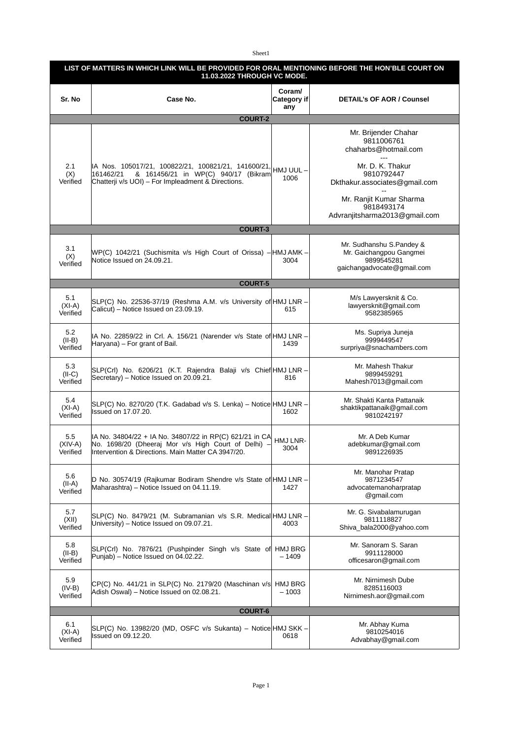| LIST OF MATTERS IN WHICH LINK WILL BE PROVIDED FOR ORAL MENTIONING BEFORE THE HON'BLE COURT ON 11.03.2022 THROUGH VC MODE. | | | |
|---|---|---|---|
| **Sr. No** | **Case No.** | **Coram/ Category if any** | **DETAIL's OF AOR / Counsel** |
| **COURT-2** | | | |
| 2.1 (X) Verified | IA Nos. 105017/21, 100822/21, 100821/21, 141600/21, 161462/21 & 161456/21 in WP(C) 940/17 (Bikram Chatterji v/s UOI) – For Impleadment & Directions. | HMJ UUL – 1006 | Mr. Brijender Chahar 9811006761 chaharbs@hotmail.com --- Mr. D. K. Thakur 9810792447 Dkthakur.associates@gmail.com -- Mr. Ranjit Kumar Sharma 9818493174 Advranjitsharma2013@gmail.com |
| **COURT-3** | | | |
| 3.1 (X) Verified | WP(C) 1042/21 (Suchismita v/s High Court of Orissa) – Notice Issued on 24.09.21. | HMJ AMK – 3004 | Mr. Sudhanshu S.Pandey & Mr. Gaichangpou Gangmei 9899545281 gaichangadvocate@gmail.com |
| **COURT-5** | | | |
| 5.1 (XI-A) Verified | SLP(C) No. 22536-37/19 (Reshma A.M. v/s University of Calicut) – Notice Issued on 23.09.19. | HMJ LNR – 615 | M/s Lawyersknit & Co. lawyersknit@gmail.com 9582385965 |
| 5.2 (II-B) Verified | IA No. 22859/22 in Crl. A. 156/21 (Narender v/s State of Haryana) – For grant of Bail. | HMJ LNR – 1439 | Ms. Supriya Juneja 9999449547 surpriya@snachambers.com |
| 5.3 (II-C) Verified | SLP(Crl) No. 6206/21 (K.T. Rajendra Balaji v/s Chief Secretary) – Notice Issued on 20.09.21. | HMJ LNR – 816 | Mr. Mahesh Thakur 9899459291 Mahesh7013@gmail.com |
| 5.4 (XI-A) Verified | SLP(C) No. 8270/20 (T.K. Gadabad v/s S. Lenka) – Notice Issued on 17.07.20. | HMJ LNR – 1602 | Mr. Shakti Kanta Pattanaik shaktikpattanaik@gmail.com 9810242197 |
| 5.5 (XIV-A) Verified | IA No. 34804/22 + IA No. 34807/22 in RP(C) 621/21 in CA No. 1698/20 (Dheeraj Mor v/s High Court of Delhi) – Intervention & Directions. Main Matter CA 3947/20. | HMJ LNR- 3004 | Mr. A Deb Kumar adebkumar@gmail.com 9891226935 |
| 5.6 (II-A) Verified | D No. 30574/19 (Rajkumar Bodiram Shendre v/s State of Maharashtra) – Notice Issued on 04.11.19. | HMJ LNR – 1427 | Mr. Manohar Pratap 9871234547 advocatemanoharpratap @gmail.com |
| 5.7 (XII) Verified | SLP(C) No. 8479/21 (M. Subramanian v/s S.R. Medical University) – Notice Issued on 09.07.21. | HMJ LNR – 4003 | Mr. G. Sivabalamurugan 9811118827 Shiva_bala2000@yahoo.com |
| 5.8 (II-B) Verified | SLP(Crl) No. 7876/21 (Pushpinder Singh v/s State of Punjab) – Notice Issued on 04.02.22. | HMJ BRG – 1409 | Mr. Sanoram S. Saran 9911128000 officesaron@gmail.com |
| 5.9 (IV-B) Verified | CP(C) No. 441/21 in SLP(C) No. 2179/20 (Maschinan v/s Adish Oswal) – Notice Issued on 02.08.21. | HMJ BRG – 1003 | Mr. Nirnimesh Dube 8285116003 Nirnimesh.aor@gmail.com |
| **COURT-6** | | | |
| 6.1 (XI-A) Verified | SLP(C) No. 13982/20 (MD, OSFC v/s Sukanta) – Notice Issued on 09.12.20. | HMJ SKK – 0618 | Mr. Abhay Kuma 9810254016 Advabhay@gmail.com |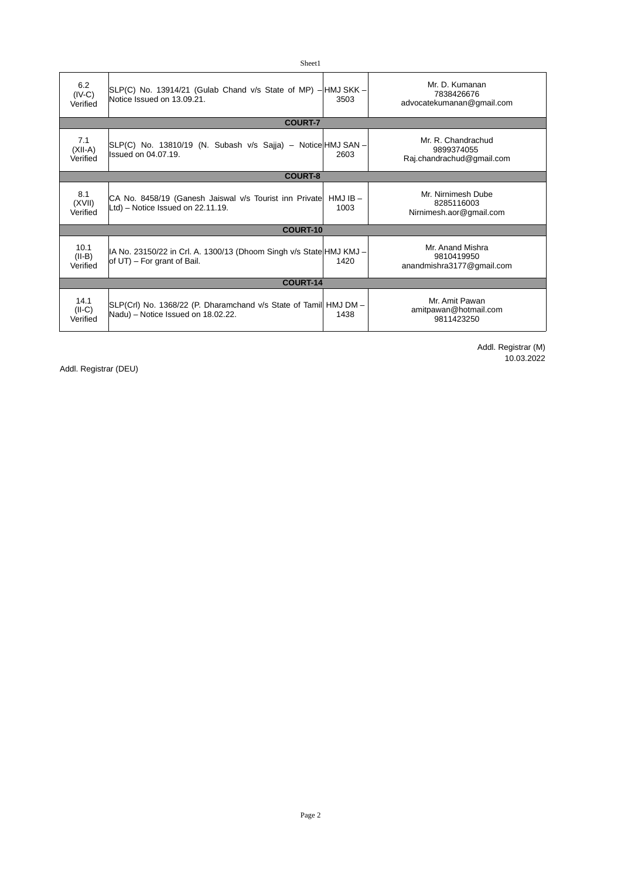| | | | |
|---|---|---|---|
| 6.2 (IV-C) Verified | SLP(C) No. 13914/21 (Gulab Chand v/s State of MP) – Notice Issued on 13.09.21. | HMJ SKK – 3503 | Mr. D. Kumanan 7838426676 advocatekumanan@gmail.com |
| **COURT-7** | | | |
| 7.1 (XII-A) Verified | SLP(C) No. 13810/19 (N. Subash v/s Sajja) – Notice Issued on 04.07.19. | HMJ SAN – 2603 | Mr. R. Chandrachud 9899374055 Raj.chandrachud@gmail.com |
| **COURT-8** | | | |
| 8.1 (XVII) Verified | CA No. 8458/19 (Ganesh Jaiswal v/s Tourist inn Private Ltd) – Notice Issued on 22.11.19. | HMJ IB – 1003 | Mr. Nirnimesh Dube 8285116003 Nirnimesh.aor@gmail.com |
| **COURT-10** | | | |
| 10.1 (II-B) Verified | IA No. 23150/22 in Crl. A. 1300/13 (Dhoom Singh v/s State of UT) – For grant of Bail. | HMJ KMJ – 1420 | Mr. Anand Mishra 9810419950 anandmishra3177@gmail.com |
| **COURT-14** | | | |
| 14.1 (II-C) Verified | SLP(Crl) No. 1368/22 (P. Dharamchand v/s State of Tamil Nadu) – Notice Issued on 18.02.22. | HMJ DM – 1438 | Mr. Amit Pawan amitpawan@hotmail.com 9811423250 |

Addl. Registrar (M)
10.03.2022

Addl. Registrar (DEU)